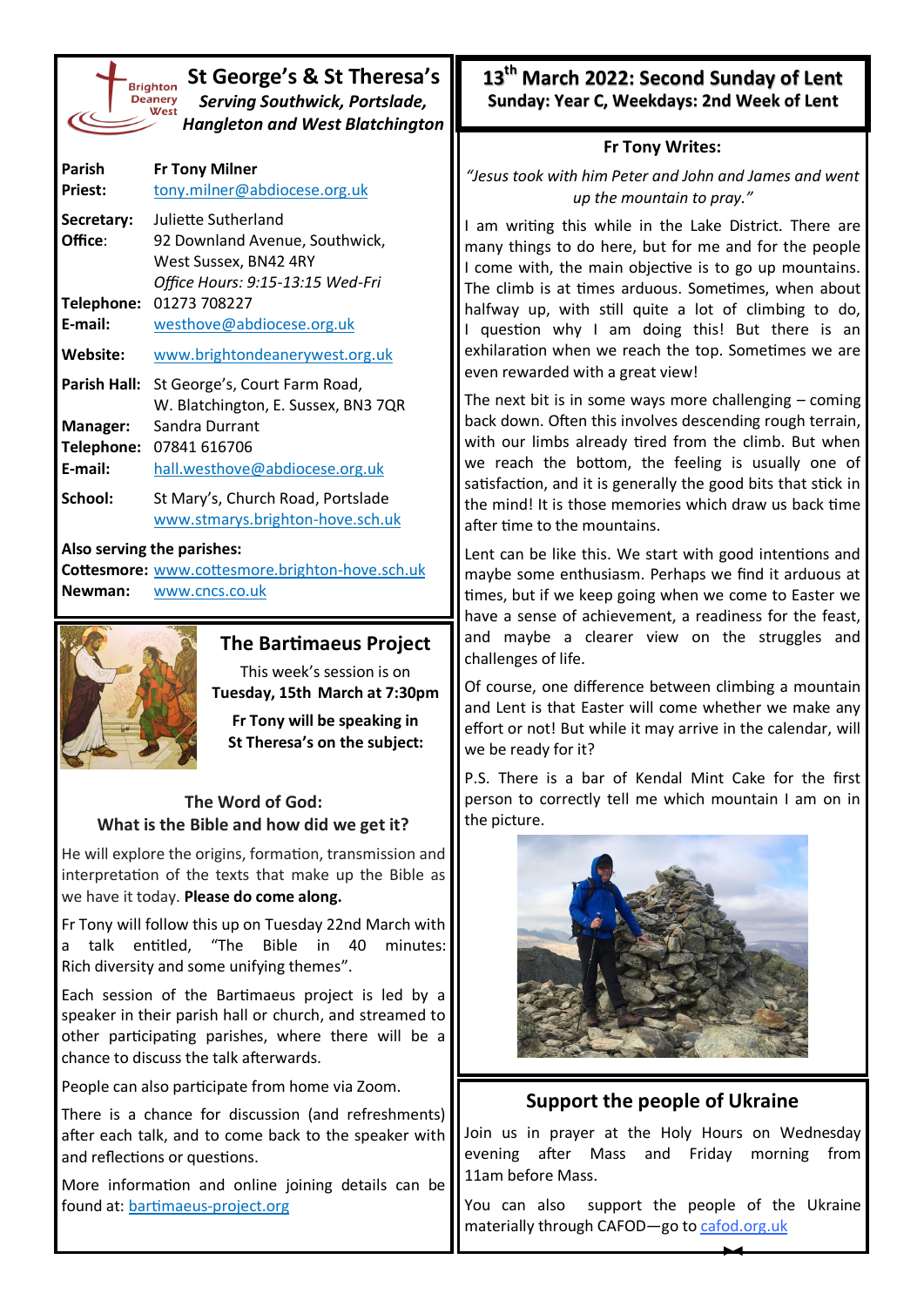# St George's & St Theresa's

***Serving Southwick, Portslade, Hangleton and West Blatchington***

| | |
|---|---|
| **Parish Priest:** | **Fr Tony Milner** tony.milner@abdiocese.org.uk |
| **Secretary: Office:** | Juliette Sutherland 92 Downland Avenue, Southwick, West Sussex, BN42 4RY *Office Hours: 9:15-13:15 Wed-Fri* |
| **Telephone:** | 01273 708227 |
| **E-mail:** | westhove@abdiocese.org.uk |
| **Website:** | www.brightondeanerywest.org.uk |
| **Parish Hall:** | St George's, Court Farm Road, W. Blatchington, E. Sussex, BN3 7QR |
| **Manager:** | Sandra Durrant |
| **Telephone:** | 07841 616706 |
| **E-mail:** | hall.westhove@abdiocese.org.uk |
| **School:** | St Mary's, Church Road, Portslade www.stmarys.brighton-hove.sch.uk |

**Also serving the parishes:**

**Cottesmore:** www.cottesmore.brighton-hove.sch.uk
**Newman:** www.cncs.co.uk

## The Bartimaeus Project

This week's session is on **Tuesday, 15th March at 7:30pm**

**Fr Tony will be speaking in St Theresa's on the subject:**

### The Word of God: What is the Bible and how did we get it?

He will explore the origins, formation, transmission and interpretation of the texts that make up the Bible as we have it today. **Please do come along.**

Fr Tony will follow this up on Tuesday 22nd March with a talk entitled, "The Bible in 40 minutes: Rich diversity and some unifying themes".

Each session of the Bartimaeus project is led by a speaker in their parish hall or church, and streamed to other participating parishes, where there will be a chance to discuss the talk afterwards.

People can also participate from home via Zoom.

There is a chance for discussion (and refreshments) after each talk, and to come back to the speaker with and reflections or questions.

More information and online joining details can be found at: bartimaeus-project.org

## 13th March 2022: Second Sunday of Lent

**Sunday: Year C, Weekdays: 2nd Week of Lent**

### Fr Tony Writes:

*"Jesus took with him Peter and John and James and went up the mountain to pray."*

I am writing this while in the Lake District. There are many things to do here, but for me and for the people I come with, the main objective is to go up mountains. The climb is at times arduous. Sometimes, when about halfway up, with still quite a lot of climbing to do, I question why I am doing this! But there is an exhilaration when we reach the top. Sometimes we are even rewarded with a great view!

The next bit is in some ways more challenging – coming back down. Often this involves descending rough terrain, with our limbs already tired from the climb. But when we reach the bottom, the feeling is usually one of satisfaction, and it is generally the good bits that stick in the mind! It is those memories which draw us back time after time to the mountains.

Lent can be like this. We start with good intentions and maybe some enthusiasm. Perhaps we find it arduous at times, but if we keep going when we come to Easter we have a sense of achievement, a readiness for the feast, and maybe a clearer view on the struggles and challenges of life.

Of course, one difference between climbing a mountain and Lent is that Easter will come whether we make any effort or not! But while it may arrive in the calendar, will we be ready for it?

P.S. There is a bar of Kendal Mint Cake for the first person to correctly tell me which mountain I am on in the picture.

## Support the people of Ukraine

Join us in prayer at the Holy Hours on Wednesday evening after Mass and Friday morning from 11am before Mass.

You can also support the people of the Ukraine materially through CAFOD—go to cafod.org.uk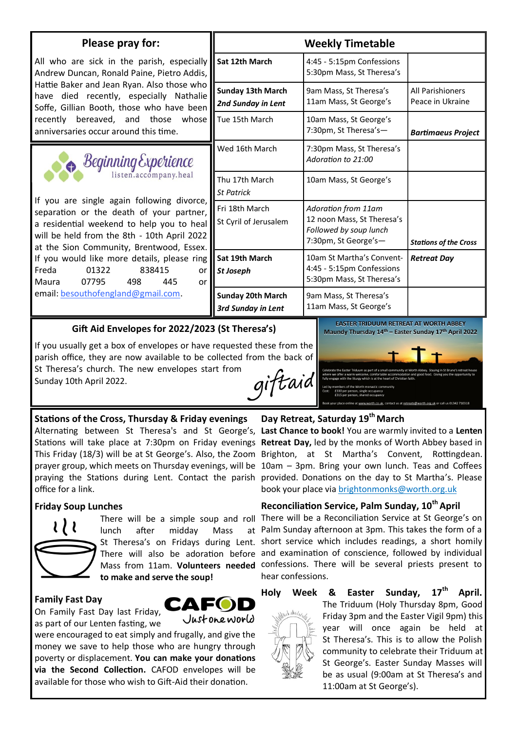## Please pray for:

All who are sick in the parish, especially Andrew Duncan, Ronald Paine, Pietro Addis, Hattie Baker and Jean Ryan. Also those who have died recently, especially Nathalie Soffe, Gillian Booth, those who have been recently bereaved, and those whose anniversaries occur around this time.

## Beginning Experience

listen.accompany.heal

If you are single again following divorce, separation or the death of your partner, a residential weekend to help you to heal will be held from the 8th - 10th April 2022 at the Sion Community, Brentwood, Essex. If you would like more details, please ring Freda 01322 838415 or Maura 07795 498 445 or email: besouthofengland@gmail.com.

## Weekly Timetable

| | | |
|---|---|---|
| **Sat 12th March** | 4:45 - 5:15pm Confessions<br>5:30pm Mass, St Theresa's | |
| **Sunday 13th March**<br>***2nd Sunday in Lent*** | 9am Mass, St Theresa's<br>11am Mass, St George's | All Parishioners<br>Peace in Ukraine |
| Tue 15th March | 10am Mass, St George's<br>7:30pm, St Theresa's— | ***Bartimaeus Project*** |
| Wed 16th March | 7:30pm Mass, St Theresa's<br>*Adoration to 21:00* | |
| Thu 17th March<br>*St Patrick* | 10am Mass, St George's | |
| Fri 18th March<br>St Cyril of Jerusalem | *Adoration from 11am*<br>12 noon Mass, St Theresa's<br>*Followed by soup lunch*<br>7:30pm, St George's— | ***Stations of the Cross*** |
| **Sat 19th March**<br>***St Joseph*** | 10am St Martha's Convent-<br>4:45 - 5:15pm Confessions<br>5:30pm Mass, St Theresa's | ***Retreat Day*** |
| **Sunday 20th March**<br>***3rd Sunday in Lent*** | 9am Mass, St Theresa's<br>11am Mass, St George's | |

## Gift Aid Envelopes for 2022/2023 (St Theresa's)

If you usually get a box of envelopes or have requested these from the parish office, they are now available to be collected from the back of St Theresa's church. The new envelopes start from Sunday 10th April 2022.

giftaid

**EASTER TRIDUUM RETREAT AT WORTH ABBEY**
**Maundy Thursday 14th – Easter Sunday 17th April 2022**

Celebrate the Easter Triduum as part of a small community at Worth Abbey. Staying in St Bruno's retreat house where we offer a warm welcome, comfortable accommodation and good food. Giving you the opportunity to fully engage with the liturgy which is at the heart of Christian faith.

Led by members of the Worth monastic community
Cost: £330 per person, single occupancy
£315 per person, shared occupancy

Book your place online at www.worth.co.uk, contact us at retreats@worth.org.uk or call us 01342 710318

### Stations of the Cross, Thursday & Friday evenings

Alternating between St Theresa's and St George's, Stations will take place at 7:30pm on Friday evenings This Friday (18/3) will be at St George's. Also, the Zoom prayer group, which meets on Thursday evenings, will be praying the Stations during Lent. Contact the parish office for a link.

### Friday Soup Lunches

There will be a simple soup and roll lunch after midday Mass at St Theresa's on Fridays during Lent. There will also be adoration before Mass from 11am. **Volunteers needed to make and serve the soup!**

### Family Fast Day

CAFOD Just one world

On Family Fast Day last Friday, as part of our Lenten fasting, we were encouraged to eat simply and frugally, and give the money we save to help those who are hungry through poverty or displacement. **You can make your donations via the Second Collection.** CAFOD envelopes will be available for those who wish to Gift-Aid their donation.

### Day Retreat, Saturday 19th March

**Last Chance to book!** You are warmly invited to a **Lenten Retreat Day,** led by the monks of Worth Abbey based in Brighton, at St Martha's Convent, Rottingdean. 10am – 3pm. Bring your own lunch. Teas and Coffees provided. Donations on the day to St Martha's. Please book your place via brightonmonks@worth.org.uk

### Reconciliation Service, Palm Sunday, 10th April

There will be a Reconciliation Service at St George's on Palm Sunday afternoon at 3pm. This takes the form of a short service which includes readings, a short homily and examination of conscience, followed by individual confessions. There will be several priests present to hear confessions.

### Holy Week & Easter Sunday, 17th April.

The Triduum (Holy Thursday 8pm, Good Friday 3pm and the Easter Vigil 9pm) this year will once again be held at St Theresa's. This is to allow the Polish community to celebrate their Triduum at St George's. Easter Sunday Masses will be as usual (9:00am at St Theresa's and 11:00am at St George's).